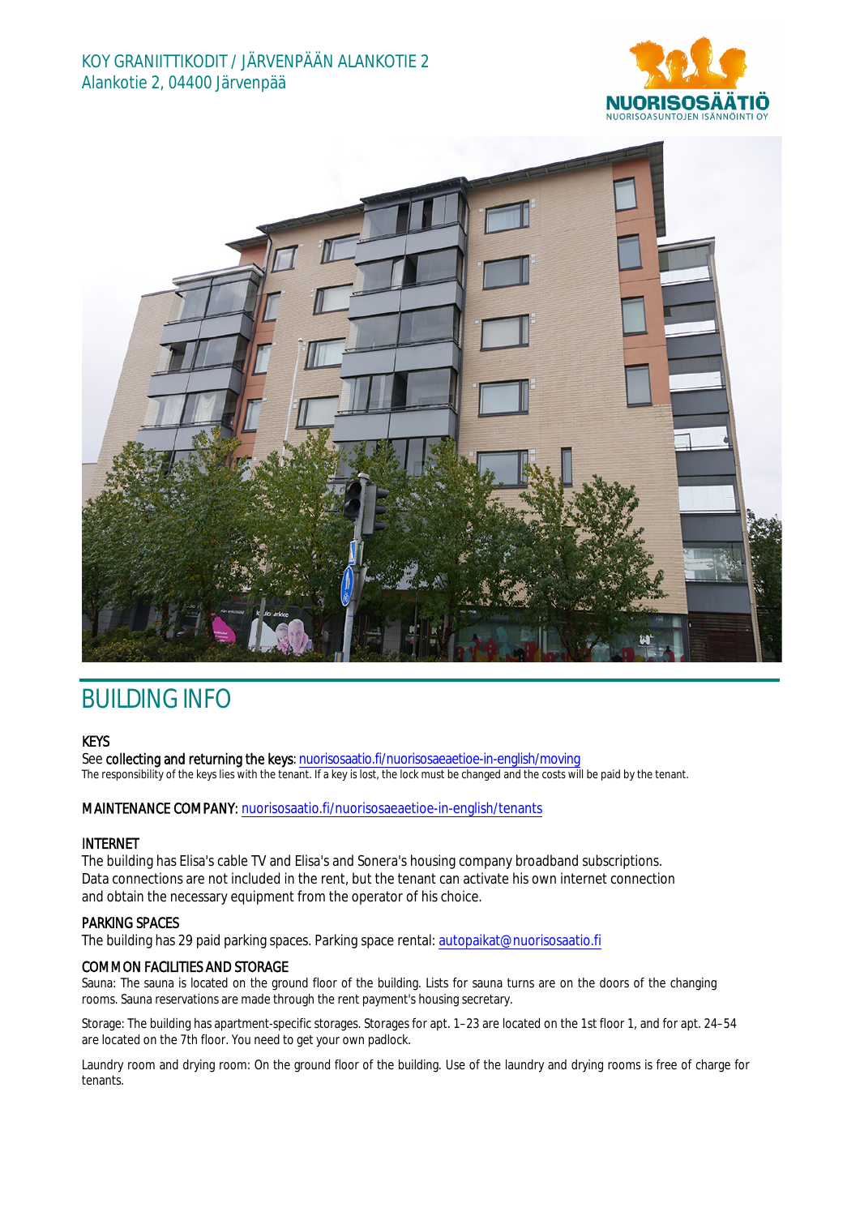KOY GRANIITTIKODIT / JÄRVENPÄÄN ALANKOTIE 2
Alankotie 2, 04400 Järvenpää

NUORISOSÄÄTIÖ
NUORISOASUNTOJEN ISÄNNÖINTI OY

# BUILDING INFO

### KEYS

See **collecting and returning the keys**: nuorisosaatio.fi/nuorisosaeaetioe-in-english/moving

The responsibility of the keys lies with the tenant. If a key is lost, the lock must be changed and the costs will be paid by the tenant.

**MAINTENANCE COMPANY**: nuorisosaatio.fi/nuorisosaeaetioe-in-english/tenants

### INTERNET

The building has Elisa's cable TV and Elisa's and Sonera's housing company broadband subscriptions. Data connections are not included in the rent, but the tenant can activate his own internet connection and obtain the necessary equipment from the operator of his choice.

### PARKING SPACES

The building has 29 paid parking spaces. Parking space rental: autopaikat@nuorisosaatio.fi

### COMMON FACILITIES AND STORAGE

Sauna: The sauna is located on the ground floor of the building. Lists for sauna turns are on the doors of the changing rooms. Sauna reservations are made through the rent payment's housing secretary.

Storage: The building has apartment-specific storages. Storages for apt. 1–23 are located on the 1st floor 1, and for apt. 24–54 are located on the 7th floor. You need to get your own padlock.

Laundry room and drying room: On the ground floor of the building. Use of the laundry and drying rooms is free of charge for tenants.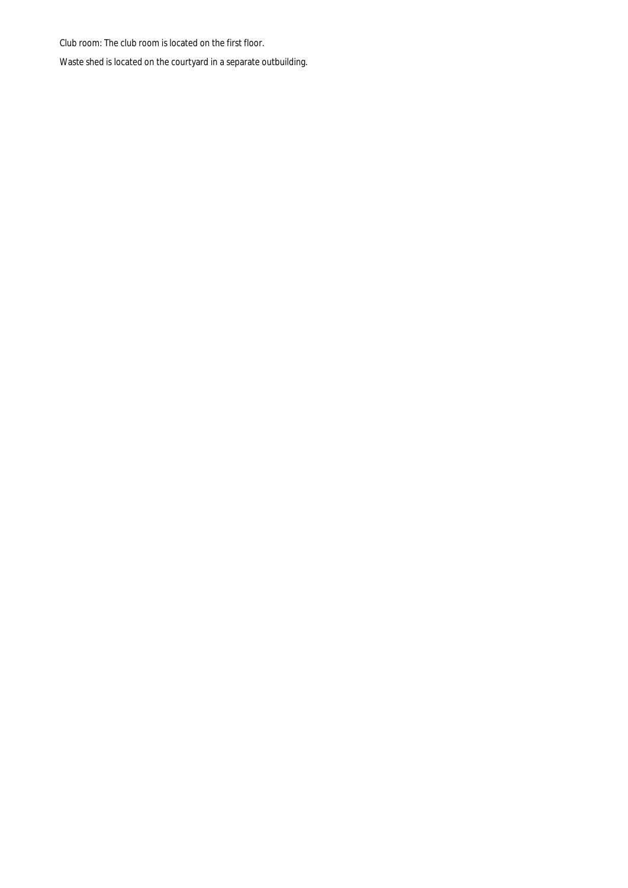Club room: The club room is located on the first floor.

Waste shed is located on the courtyard in a separate outbuilding.